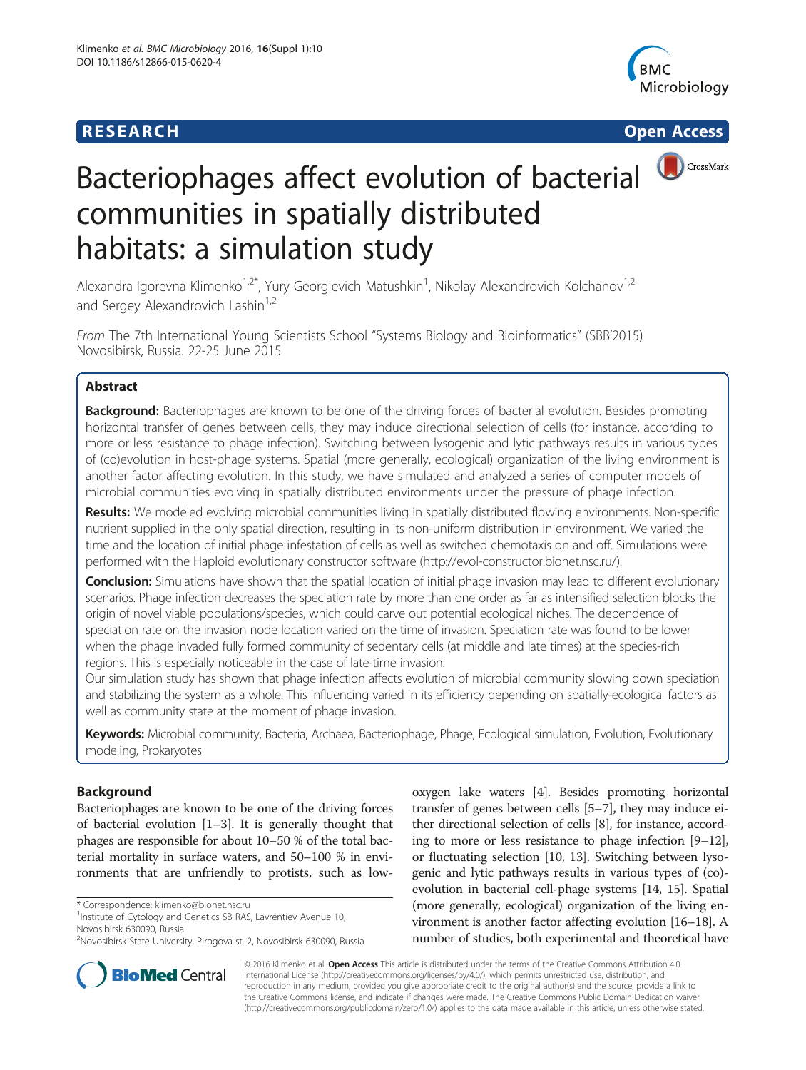**RESEARCH** **Open Access**

# Bacteriophages affect evolution of bacterial communities in spatially distributed habitats: a simulation study

Alexandra Igorevna Klimenko[1,2*], Yury Georgievich Matushkin[1], Nikolay Alexandrovich Kolchanov[1,2] and Sergey Alexandrovich Lashin[1,2]

*From* The 7th International Young Scientists School "Systems Biology and Bioinformatics" (SBB'2015) Novosibirsk, Russia. 22-25 June 2015

## Abstract

**Background:** Bacteriophages are known to be one of the driving forces of bacterial evolution. Besides promoting horizontal transfer of genes between cells, they may induce directional selection of cells (for instance, according to more or less resistance to phage infection). Switching between lysogenic and lytic pathways results in various types of (co)evolution in host-phage systems. Spatial (more generally, ecological) organization of the living environment is another factor affecting evolution. In this study, we have simulated and analyzed a series of computer models of microbial communities evolving in spatially distributed environments under the pressure of phage infection.

**Results:** We modeled evolving microbial communities living in spatially distributed flowing environments. Non-specific nutrient supplied in the only spatial direction, resulting in its non-uniform distribution in environment. We varied the time and the location of initial phage infestation of cells as well as switched chemotaxis on and off. Simulations were performed with the Haploid evolutionary constructor software (http://evol-constructor.bionet.nsc.ru/).

**Conclusion:** Simulations have shown that the spatial location of initial phage invasion may lead to different evolutionary scenarios. Phage infection decreases the speciation rate by more than one order as far as intensified selection blocks the origin of novel viable populations/species, which could carve out potential ecological niches. The dependence of speciation rate on the invasion node location varied on the time of invasion. Speciation rate was found to be lower when the phage invaded fully formed community of sedentary cells (at middle and late times) at the species-rich regions. This is especially noticeable in the case of late-time invasion.

Our simulation study has shown that phage infection affects evolution of microbial community slowing down speciation and stabilizing the system as a whole. This influencing varied in its efficiency depending on spatially-ecological factors as well as community state at the moment of phage invasion.

**Keywords:** Microbial community, Bacteria, Archaea, Bacteriophage, Phage, Ecological simulation, Evolution, Evolutionary modeling, Prokaryotes

## Background

Bacteriophages are known to be one of the driving forces of bacterial evolution [1–3]. It is generally thought that phages are responsible for about 10–50 % of the total bacterial mortality in surface waters, and 50–100 % in environments that are unfriendly to protists, such as low-oxygen lake waters [4]. Besides promoting horizontal transfer of genes between cells [5–7], they may induce either directional selection of cells [8], for instance, according to more or less resistance to phage infection [9–12], or fluctuating selection [10, 13]. Switching between lysogenic and lytic pathways results in various types of (co)-evolution in bacterial cell-phage systems [14, 15]. Spatial (more generally, ecological) organization of the living environment is another factor affecting evolution [16–18]. A number of studies, both experimental and theoretical have

\* Correspondence: klimenko@bionet.nsc.ru
[1]Institute of Cytology and Genetics SB RAS, Lavrentiev Avenue 10, Novosibirsk 630090, Russia
[2]Novosibirsk State University, Pirogova st. 2, Novosibirsk 630090, Russia

© 2016 Klimenko et al. **Open Access** This article is distributed under the terms of the Creative Commons Attribution 4.0 International License (http://creativecommons.org/licenses/by/4.0/), which permits unrestricted use, distribution, and reproduction in any medium, provided you give appropriate credit to the original author(s) and the source, provide a link to the Creative Commons license, and indicate if changes were made. The Creative Commons Public Domain Dedication waiver (http://creativecommons.org/publicdomain/zero/1.0/) applies to the data made available in this article, unless otherwise stated.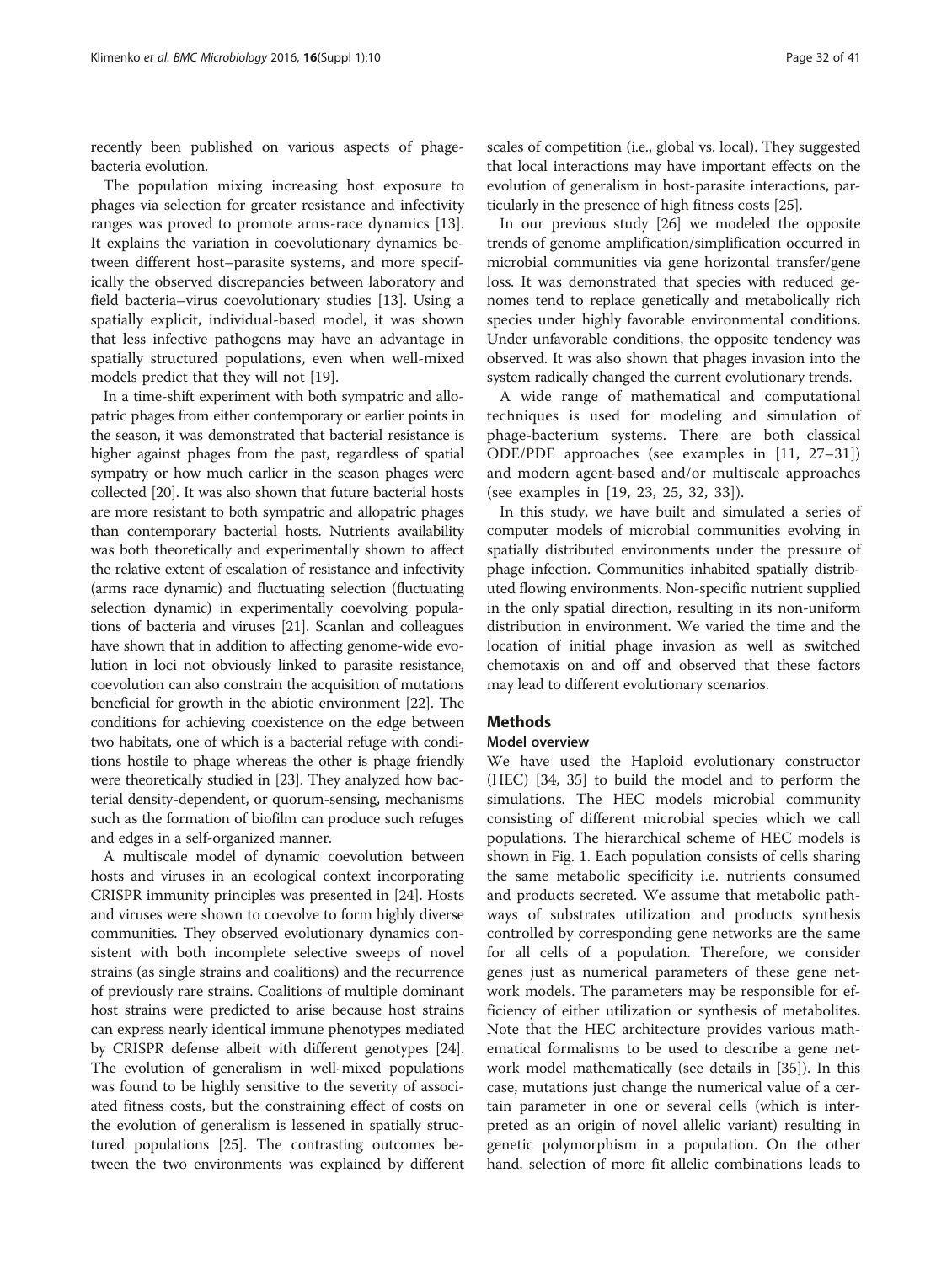recently been published on various aspects of phage-bacteria evolution.

The population mixing increasing host exposure to phages via selection for greater resistance and infectivity ranges was proved to promote arms-race dynamics [13]. It explains the variation in coevolutionary dynamics between different host–parasite systems, and more specifically the observed discrepancies between laboratory and field bacteria–virus coevolutionary studies [13]. Using a spatially explicit, individual-based model, it was shown that less infective pathogens may have an advantage in spatially structured populations, even when well-mixed models predict that they will not [19].

In a time-shift experiment with both sympatric and allopatric phages from either contemporary or earlier points in the season, it was demonstrated that bacterial resistance is higher against phages from the past, regardless of spatial sympatry or how much earlier in the season phages were collected [20]. It was also shown that future bacterial hosts are more resistant to both sympatric and allopatric phages than contemporary bacterial hosts. Nutrients availability was both theoretically and experimentally shown to affect the relative extent of escalation of resistance and infectivity (arms race dynamic) and fluctuating selection (fluctuating selection dynamic) in experimentally coevolving populations of bacteria and viruses [21]. Scanlan and colleagues have shown that in addition to affecting genome-wide evolution in loci not obviously linked to parasite resistance, coevolution can also constrain the acquisition of mutations beneficial for growth in the abiotic environment [22]. The conditions for achieving coexistence on the edge between two habitats, one of which is a bacterial refuge with conditions hostile to phage whereas the other is phage friendly were theoretically studied in [23]. They analyzed how bacterial density-dependent, or quorum-sensing, mechanisms such as the formation of biofilm can produce such refuges and edges in a self-organized manner.

A multiscale model of dynamic coevolution between hosts and viruses in an ecological context incorporating CRISPR immunity principles was presented in [24]. Hosts and viruses were shown to coevolve to form highly diverse communities. They observed evolutionary dynamics consistent with both incomplete selective sweeps of novel strains (as single strains and coalitions) and the recurrence of previously rare strains. Coalitions of multiple dominant host strains were predicted to arise because host strains can express nearly identical immune phenotypes mediated by CRISPR defense albeit with different genotypes [24]. The evolution of generalism in well-mixed populations was found to be highly sensitive to the severity of associated fitness costs, but the constraining effect of costs on the evolution of generalism is lessened in spatially structured populations [25]. The contrasting outcomes between the two environments was explained by different scales of competition (i.e., global vs. local). They suggested that local interactions may have important effects on the evolution of generalism in host-parasite interactions, particularly in the presence of high fitness costs [25].

In our previous study [26] we modeled the opposite trends of genome amplification/simplification occurred in microbial communities via gene horizontal transfer/gene loss. It was demonstrated that species with reduced genomes tend to replace genetically and metabolically rich species under highly favorable environmental conditions. Under unfavorable conditions, the opposite tendency was observed. It was also shown that phages invasion into the system radically changed the current evolutionary trends.

A wide range of mathematical and computational techniques is used for modeling and simulation of phage-bacterium systems. There are both classical ODE/PDE approaches (see examples in [11, 27–31]) and modern agent-based and/or multiscale approaches (see examples in [19, 23, 25, 32, 33]).

In this study, we have built and simulated a series of computer models of microbial communities evolving in spatially distributed environments under the pressure of phage infection. Communities inhabited spatially distributed flowing environments. Non-specific nutrient supplied in the only spatial direction, resulting in its non-uniform distribution in environment. We varied the time and the location of initial phage invasion as well as switched chemotaxis on and off and observed that these factors may lead to different evolutionary scenarios.

## Methods

### Model overview

We have used the Haploid evolutionary constructor (HEC) [34, 35] to build the model and to perform the simulations. The HEC models microbial community consisting of different microbial species which we call populations. The hierarchical scheme of HEC models is shown in Fig. 1. Each population consists of cells sharing the same metabolic specificity i.e. nutrients consumed and products secreted. We assume that metabolic pathways of substrates utilization and products synthesis controlled by corresponding gene networks are the same for all cells of a population. Therefore, we consider genes just as numerical parameters of these gene network models. The parameters may be responsible for efficiency of either utilization or synthesis of metabolites. Note that the HEC architecture provides various mathematical formalisms to be used to describe a gene network model mathematically (see details in [35]). In this case, mutations just change the numerical value of a certain parameter in one or several cells (which is interpreted as an origin of novel allelic variant) resulting in genetic polymorphism in a population. On the other hand, selection of more fit allelic combinations leads to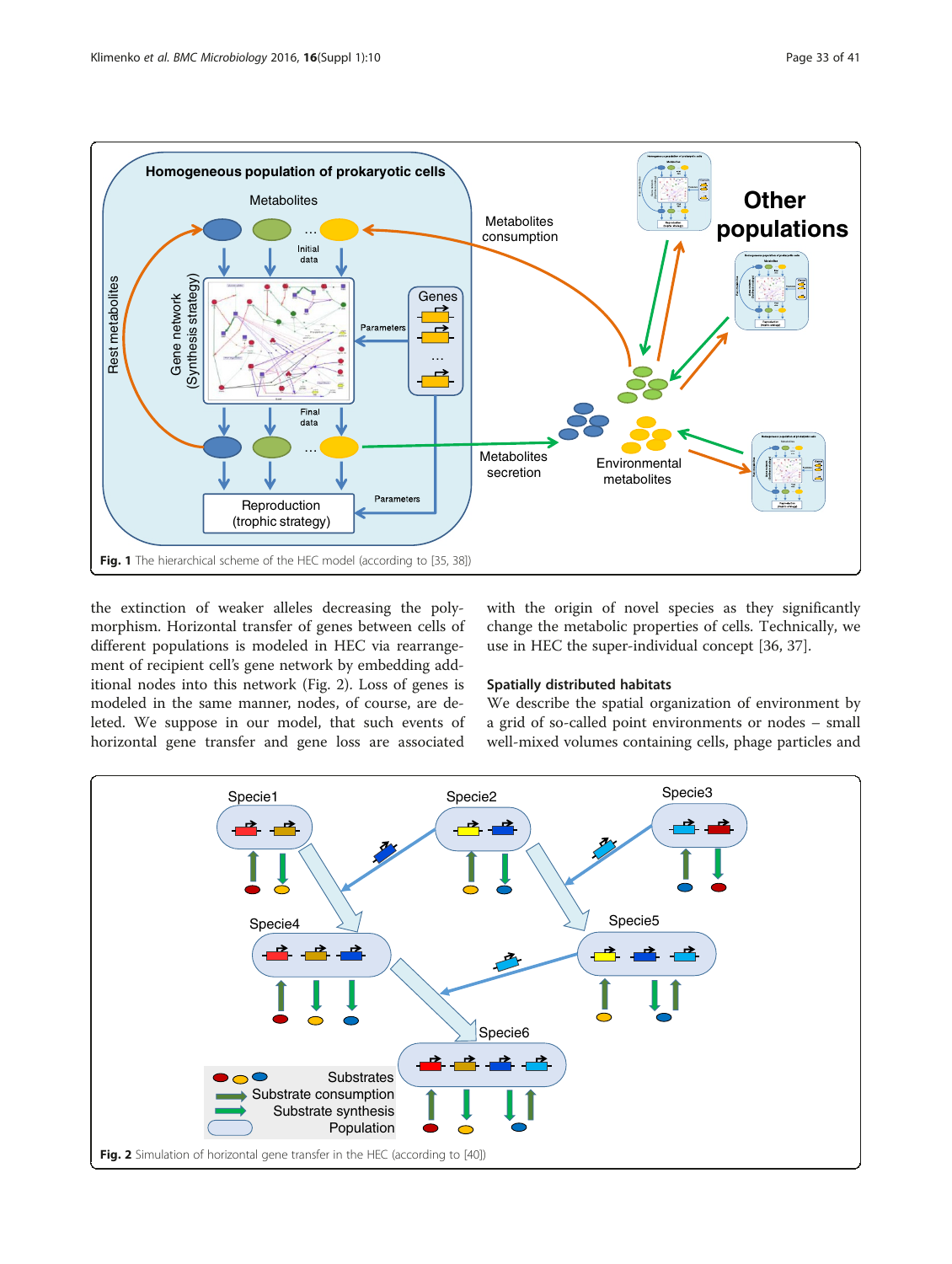Fig. 1 The hierarchical scheme of the HEC model (according to [35, 38])

the extinction of weaker alleles decreasing the polymorphism. Horizontal transfer of genes between cells of different populations is modeled in HEC via rearrangement of recipient cell's gene network by embedding additional nodes into this network (Fig. 2). Loss of genes is modeled in the same manner, nodes, of course, are deleted. We suppose in our model, that such events of horizontal gene transfer and gene loss are associated with the origin of novel species as they significantly change the metabolic properties of cells. Technically, we use in HEC the super-individual concept [36, 37].

### Spatially distributed habitats

We describe the spatial organization of environment by a grid of so-called point environments or nodes – small well-mixed volumes containing cells, phage particles and

Fig. 2 Simulation of horizontal gene transfer in the HEC (according to [40])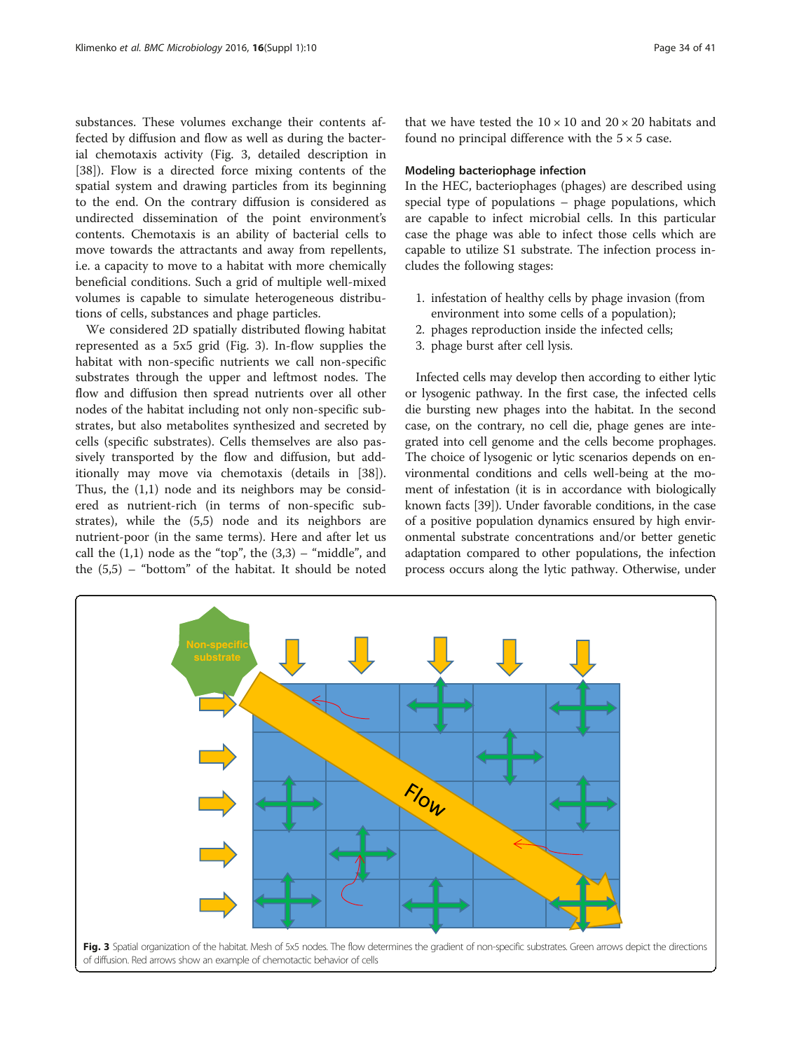substances. These volumes exchange their contents affected by diffusion and flow as well as during the bacterial chemotaxis activity (Fig. 3, detailed description in [38]). Flow is a directed force mixing contents of the spatial system and drawing particles from its beginning to the end. On the contrary diffusion is considered as undirected dissemination of the point environment's contents. Chemotaxis is an ability of bacterial cells to move towards the attractants and away from repellents, i.e. a capacity to move to a habitat with more chemically beneficial conditions. Such a grid of multiple well-mixed volumes is capable to simulate heterogeneous distributions of cells, substances and phage particles.

We considered 2D spatially distributed flowing habitat represented as a 5x5 grid (Fig. 3). In-flow supplies the habitat with non-specific nutrients we call non-specific substrates through the upper and leftmost nodes. The flow and diffusion then spread nutrients over all other nodes of the habitat including not only non-specific substrates, but also metabolites synthesized and secreted by cells (specific substrates). Cells themselves are also passively transported by the flow and diffusion, but additionally may move via chemotaxis (details in [38]). Thus, the (1,1) node and its neighbors may be considered as nutrient-rich (in terms of non-specific substrates), while the (5,5) node and its neighbors are nutrient-poor (in the same terms). Here and after let us call the (1,1) node as the "top", the (3,3) – "middle", and the (5,5) – "bottom" of the habitat. It should be noted that we have tested the $10 \times 10$ and $20 \times 20$ habitats and found no principal difference with the $5 \times 5$ case.

### Modeling bacteriophage infection

In the HEC, bacteriophages (phages) are described using special type of populations – phage populations, which are capable to infect microbial cells. In this particular case the phage was able to infect those cells which are capable to utilize S1 substrate. The infection process includes the following stages:

1. infestation of healthy cells by phage invasion (from environment into some cells of a population);
2. phages reproduction inside the infected cells;
3. phage burst after cell lysis.

Infected cells may develop then according to either lytic or lysogenic pathway. In the first case, the infected cells die bursting new phages into the habitat. In the second case, on the contrary, no cell die, phage genes are integrated into cell genome and the cells become prophages. The choice of lysogenic or lytic scenarios depends on environmental conditions and cells well-being at the moment of infestation (it is in accordance with biologically known facts [39]). Under favorable conditions, in the case of a positive population dynamics ensured by high environmental substrate concentrations and/or better genetic adaptation compared to other populations, the infection process occurs along the lytic pathway. Otherwise, under

Non-specific substrate

Flow

**Fig. 3** Spatial organization of the habitat. Mesh of 5x5 nodes. The flow determines the gradient of non-specific substrates. Green arrows depict the directions of diffusion. Red arrows show an example of chemotactic behavior of cells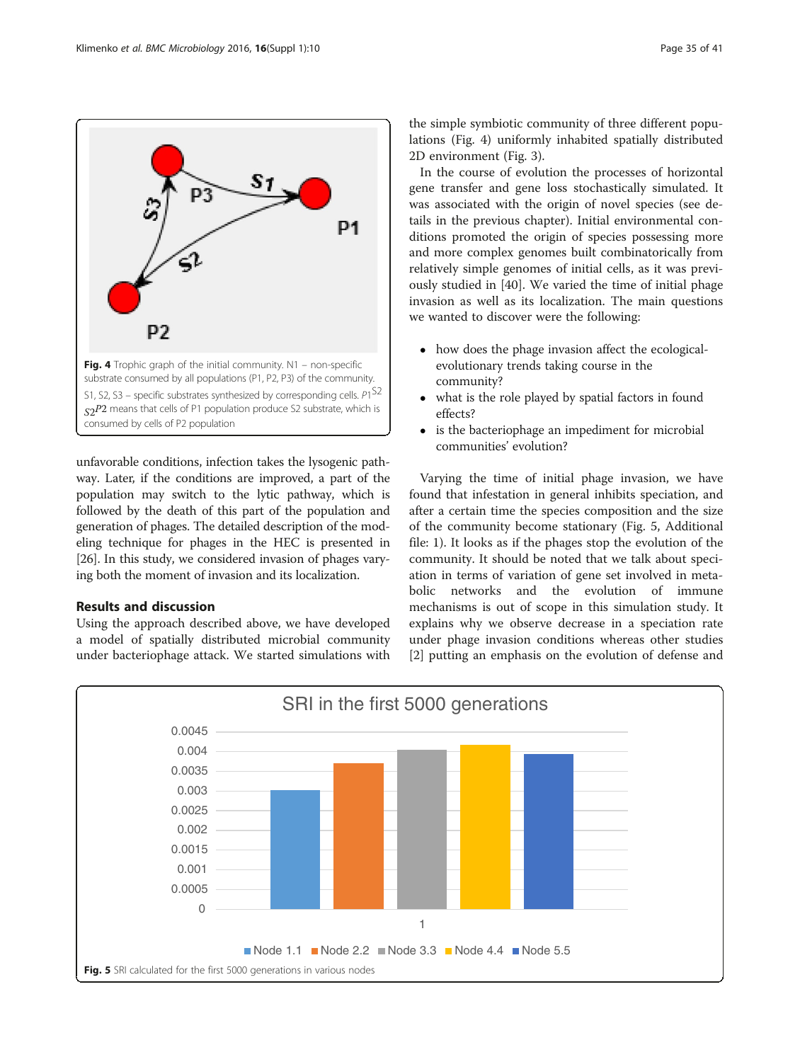P3

S1

P1

S3

S2

P2

**Fig. 4** Trophic graph of the initial community. N1 – non-specific substrate consumed by all populations (P1, P2, P3) of the community. S1, S2, S3 – specific substrates synthesized by corresponding cells. $P1^{S2}{}_{S2}P2$ means that cells of P1 population produce S2 substrate, which is consumed by cells of P2 population

unfavorable conditions, infection takes the lysogenic pathway. Later, if the conditions are improved, a part of the population may switch to the lytic pathway, which is followed by the death of this part of the population and generation of phages. The detailed description of the modeling technique for phages in the HEC is presented in [26]. In this study, we considered invasion of phages varying both the moment of invasion and its localization.

## Results and discussion

Using the approach described above, we have developed a model of spatially distributed microbial community under bacteriophage attack. We started simulations with the simple symbiotic community of three different populations (Fig. 4) uniformly inhabited spatially distributed 2D environment (Fig. 3).

In the course of evolution the processes of horizontal gene transfer and gene loss stochastically simulated. It was associated with the origin of novel species (see details in the previous chapter). Initial environmental conditions promoted the origin of species possessing more and more complex genomes built combinatorically from relatively simple genomes of initial cells, as it was previously studied in [40]. We varied the time of initial phage invasion as well as its localization. The main questions we wanted to discover were the following:

- how does the phage invasion affect the ecological-evolutionary trends taking course in the community?
- what is the role played by spatial factors in found effects?
- is the bacteriophage an impediment for microbial communities' evolution?

Varying the time of initial phage invasion, we have found that infestation in general inhibits speciation, and after a certain time the species composition and the size of the community become stationary (Fig. 5, Additional file: 1). It looks as if the phages stop the evolution of the community. It should be noted that we talk about speciation in terms of variation of gene set involved in metabolic networks and the evolution of immune mechanisms is out of scope in this simulation study. It explains why we observe decrease in a speciation rate under phage invasion conditions whereas other studies [2] putting an emphasis on the evolution of defense and

SRI in the first 5000 generations

0.0045
0.004
0.0035
0.003
0.0025
0.002
0.0015
0.001
0.0005
0

1

Node 1.1  Node 2.2  Node 3.3  Node 4.4  Node 5.5

**Fig. 5** SRI calculated for the first 5000 generations in various nodes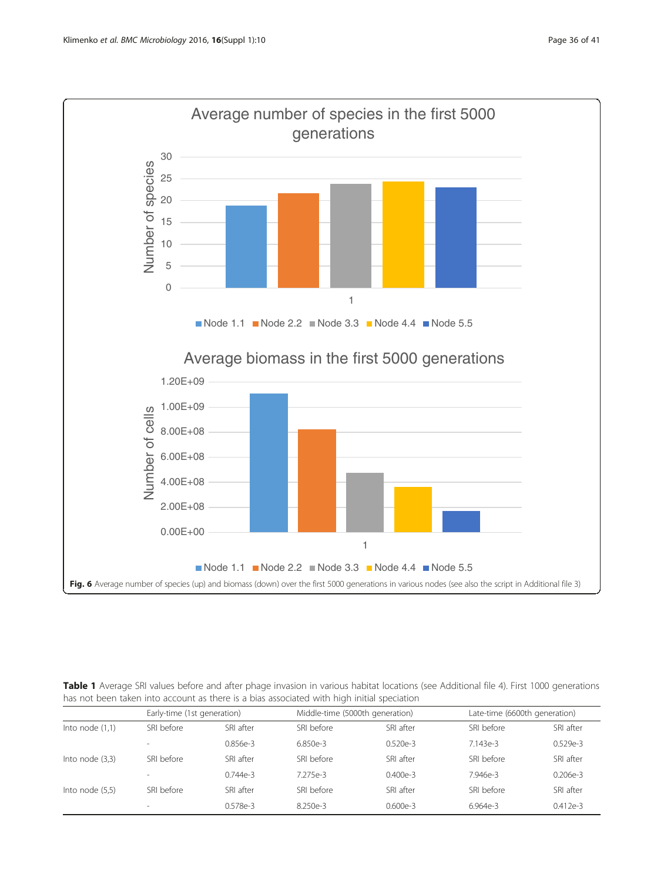Average number of species in the first 5000 generations

Number of species

30
25
20
15
10
5
0

1

Node 1.1 Node 2.2 Node 3.3 Node 4.4 Node 5.5

Average biomass in the first 5000 generations

Number of cells

1.20E+09
1.00E+09
8.00E+08
6.00E+08
4.00E+08
2.00E+08
0.00E+00

1

Node 1.1 Node 2.2 Node 3.3 Node 4.4 Node 5.5

**Fig. 6** Average number of species (up) and biomass (down) over the first 5000 generations in various nodes (see also the script in Additional file 3)

**Table 1** Average SRI values before and after phage invasion in various habitat locations (see Additional file 4). First 1000 generations has not been taken into account as there is a bias associated with high initial speciation

| | Early-time (1st generation) | | Middle-time (5000th generation) | | Late-time (6600th generation) | |
|---|---|---|---|---|---|---|
| Into node (1,1) | SRI before | SRI after | SRI before | SRI after | SRI before | SRI after |
| | - | 0.856e-3 | 6.850e-3 | 0.520e-3 | 7.143e-3 | 0.529e-3 |
| Into node (3,3) | SRI before | SRI after | SRI before | SRI after | SRI before | SRI after |
| | - | 0.744e-3 | 7.275e-3 | 0.400e-3 | 7.946e-3 | 0.206e-3 |
| Into node (5,5) | SRI before | SRI after | SRI before | SRI after | SRI before | SRI after |
| | - | 0.578e-3 | 8.250e-3 | 0.600e-3 | 6.964e-3 | 0.412e-3 |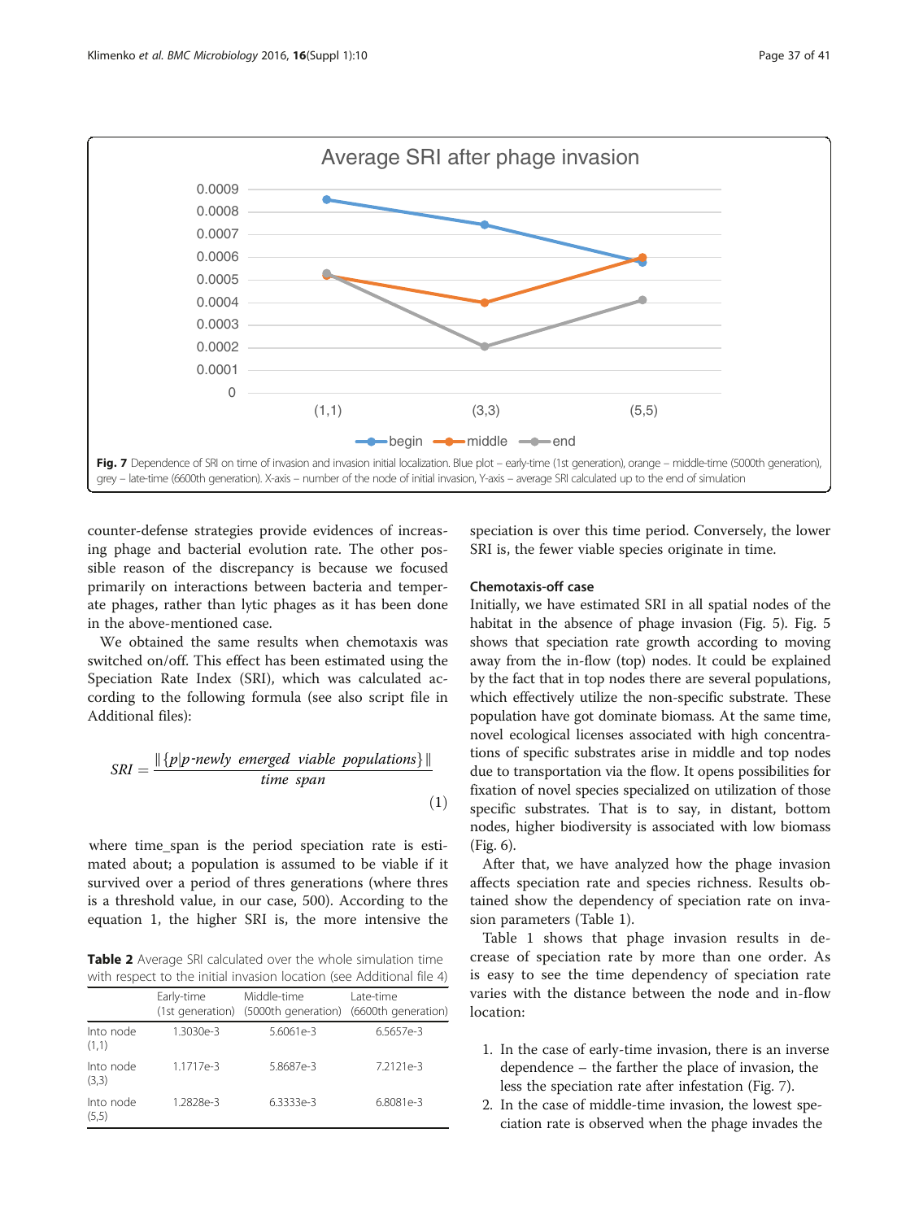Average SRI after phage invasion

0.0009
0.0008
0.0007
0.0006
0.0005
0.0004
0.0003
0.0002
0.0001
0

(1,1)
(3,3)
(5,5)

begin
middle
end

**Fig. 7** Dependence of SRI on time of invasion and invasion initial localization. Blue plot – early-time (1st generation), orange – middle-time (5000th generation), grey – late-time (6600th generation). X-axis – number of the node of initial invasion, Y-axis – average SRI calculated up to the end of simulation

counter-defense strategies provide evidences of increasing phage and bacterial evolution rate. The other possible reason of the discrepancy is because we focused primarily on interactions between bacteria and temperate phages, rather than lytic phages as it has been done in the above-mentioned case.

We obtained the same results when chemotaxis was switched on/off. This effect has been estimated using the Speciation Rate Index (SRI), which was calculated according to the following formula (see also script file in Additional files):

$$SRI = \frac{\|\{p|p\text{-}newly\ emerged\ viable\ populations\}\|}{time\ span} \tag{1}$$

where time_span is the period speciation rate is estimated about; a population is assumed to be viable if it survived over a period of thres generations (where thres is a threshold value, in our case, 500). According to the equation 1, the higher SRI is, the more intensive the speciation is over this time period. Conversely, the lower SRI is, the fewer viable species originate in time.

**Table 2** Average SRI calculated over the whole simulation time with respect to the initial invasion location (see Additional file 4)

| | Early-time (1st generation) | Middle-time (5000th generation) | Late-time (6600th generation) |
|---|---|---|---|
| Into node (1,1) | 1.3030e-3 | 5.6061e-3 | 6.5657e-3 |
| Into node (3,3) | 1.1717e-3 | 5.8687e-3 | 7.2121e-3 |
| Into node (5,5) | 1.2828e-3 | 6.3333e-3 | 6.8081e-3 |

### Chemotaxis-off case

Initially, we have estimated SRI in all spatial nodes of the habitat in the absence of phage invasion (Fig. 5). Fig. 5 shows that speciation rate growth according to moving away from the in-flow (top) nodes. It could be explained by the fact that in top nodes there are several populations, which effectively utilize the non-specific substrate. These population have got dominate biomass. At the same time, novel ecological licenses associated with high concentrations of specific substrates arise in middle and top nodes due to transportation via the flow. It opens possibilities for fixation of novel species specialized on utilization of those specific substrates. That is to say, in distant, bottom nodes, higher biodiversity is associated with low biomass (Fig. 6).

After that, we have analyzed how the phage invasion affects speciation rate and species richness. Results obtained show the dependency of speciation rate on invasion parameters (Table 1).

Table 1 shows that phage invasion results in decrease of speciation rate by more than one order. As is easy to see the time dependency of speciation rate varies with the distance between the node and in-flow location:

1. In the case of early-time invasion, there is an inverse dependence – the farther the place of invasion, the less the speciation rate after infestation (Fig. 7).
2. In the case of middle-time invasion, the lowest speciation rate is observed when the phage invades the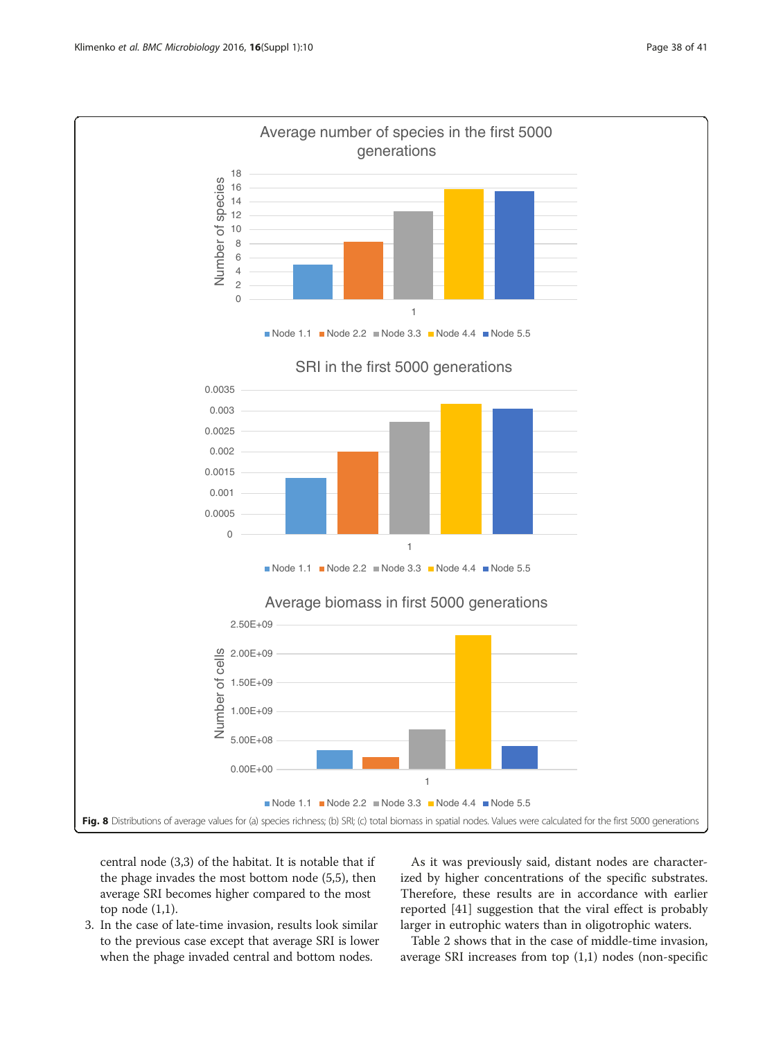Average number of species in the first 5000 generations

Number of species

18
16
14
12
10
8
6
4
2
0

1

Node 1.1 Node 2.2 Node 3.3 Node 4.4 Node 5.5

SRI in the first 5000 generations

0.0035
0.003
0.0025
0.002
0.0015
0.001
0.0005
0

1

Node 1.1 Node 2.2 Node 3.3 Node 4.4 Node 5.5

Average biomass in first 5000 generations

Number of cells

2.50E+09
2.00E+09
1.50E+09
1.00E+09
5.00E+08
0.00E+00

1

Node 1.1 Node 2.2 Node 3.3 Node 4.4 Node 5.5

**Fig. 8** Distributions of average values for (a) species richness; (b) SRI; (c) total biomass in spatial nodes. Values were calculated for the first 5000 generations

central node (3,3) of the habitat. It is notable that if the phage invades the most bottom node (5,5), then average SRI becomes higher compared to the most top node (1,1).

3. In the case of late-time invasion, results look similar to the previous case except that average SRI is lower when the phage invaded central and bottom nodes.

As it was previously said, distant nodes are characterized by higher concentrations of the specific substrates. Therefore, these results are in accordance with earlier reported [41] suggestion that the viral effect is probably larger in eutrophic waters than in oligotrophic waters.

Table 2 shows that in the case of middle-time invasion, average SRI increases from top (1,1) nodes (non-specific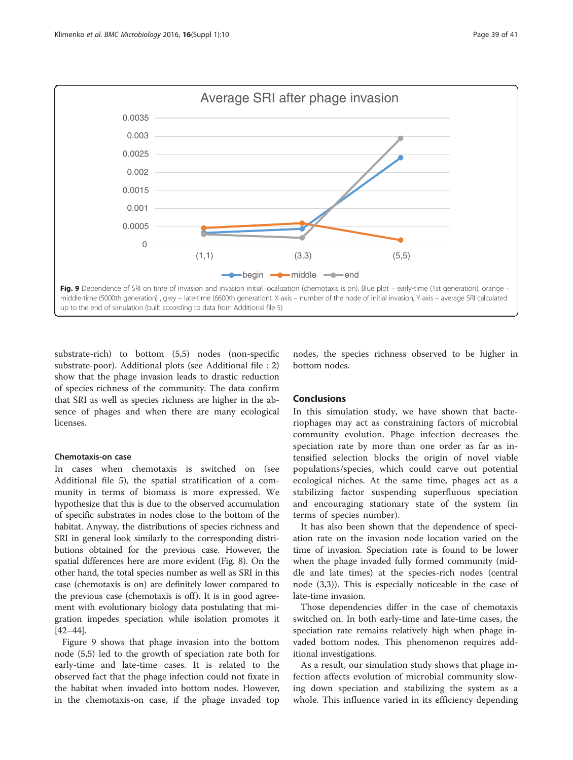Average SRI after phage invasion

0.0035
0.003
0.0025
0.002
0.0015
0.001
0.0005
0

(1,1)
(3,3)
(5,5)

begin
middle
end

**Fig. 9** Dependence of SRI on time of invasion and invasion initial localization (chemotaxis is on). Blue plot – early-time (1st generation), orange – middle-time (5000th generation) , grey – late-time (6600th generation). X-axis – number of the node of initial invasion, Y-axis – average SRI calculated up to the end of simulation (built according to data from Additional file 5)

substrate-rich) to bottom (5,5) nodes (non-specific substrate-poor). Additional plots (see Additional file : 2) show that the phage invasion leads to drastic reduction of species richness of the community. The data confirm that SRI as well as species richness are higher in the absence of phages and when there are many ecological licenses.

### Chemotaxis-on case

In cases when chemotaxis is switched on (see Additional file 5), the spatial stratification of a community in terms of biomass is more expressed. We hypothesize that this is due to the observed accumulation of specific substrates in nodes close to the bottom of the habitat. Anyway, the distributions of species richness and SRI in general look similarly to the corresponding distributions obtained for the previous case. However, the spatial differences here are more evident (Fig. 8). On the other hand, the total species number as well as SRI in this case (chemotaxis is on) are definitely lower compared to the previous case (chemotaxis is off). It is in good agreement with evolutionary biology data postulating that migration impedes speciation while isolation promotes it [42–44].

Figure 9 shows that phage invasion into the bottom node (5,5) led to the growth of speciation rate both for early-time and late-time cases. It is related to the observed fact that the phage infection could not fixate in the habitat when invaded into bottom nodes. However, in the chemotaxis-on case, if the phage invaded top nodes, the species richness observed to be higher in bottom nodes.

## Conclusions

In this simulation study, we have shown that bacteriophages may act as constraining factors of microbial community evolution. Phage infection decreases the speciation rate by more than one order as far as intensified selection blocks the origin of novel viable populations/species, which could carve out potential ecological niches. At the same time, phages act as a stabilizing factor suspending superfluous speciation and encouraging stationary state of the system (in terms of species number).

It has also been shown that the dependence of speciation rate on the invasion node location varied on the time of invasion. Speciation rate is found to be lower when the phage invaded fully formed community (middle and late times) at the species-rich nodes (central node (3,3)). This is especially noticeable in the case of late-time invasion.

Those dependencies differ in the case of chemotaxis switched on. In both early-time and late-time cases, the speciation rate remains relatively high when phage invaded bottom nodes. This phenomenon requires additional investigations.

As a result, our simulation study shows that phage infection affects evolution of microbial community slowing down speciation and stabilizing the system as a whole. This influence varied in its efficiency depending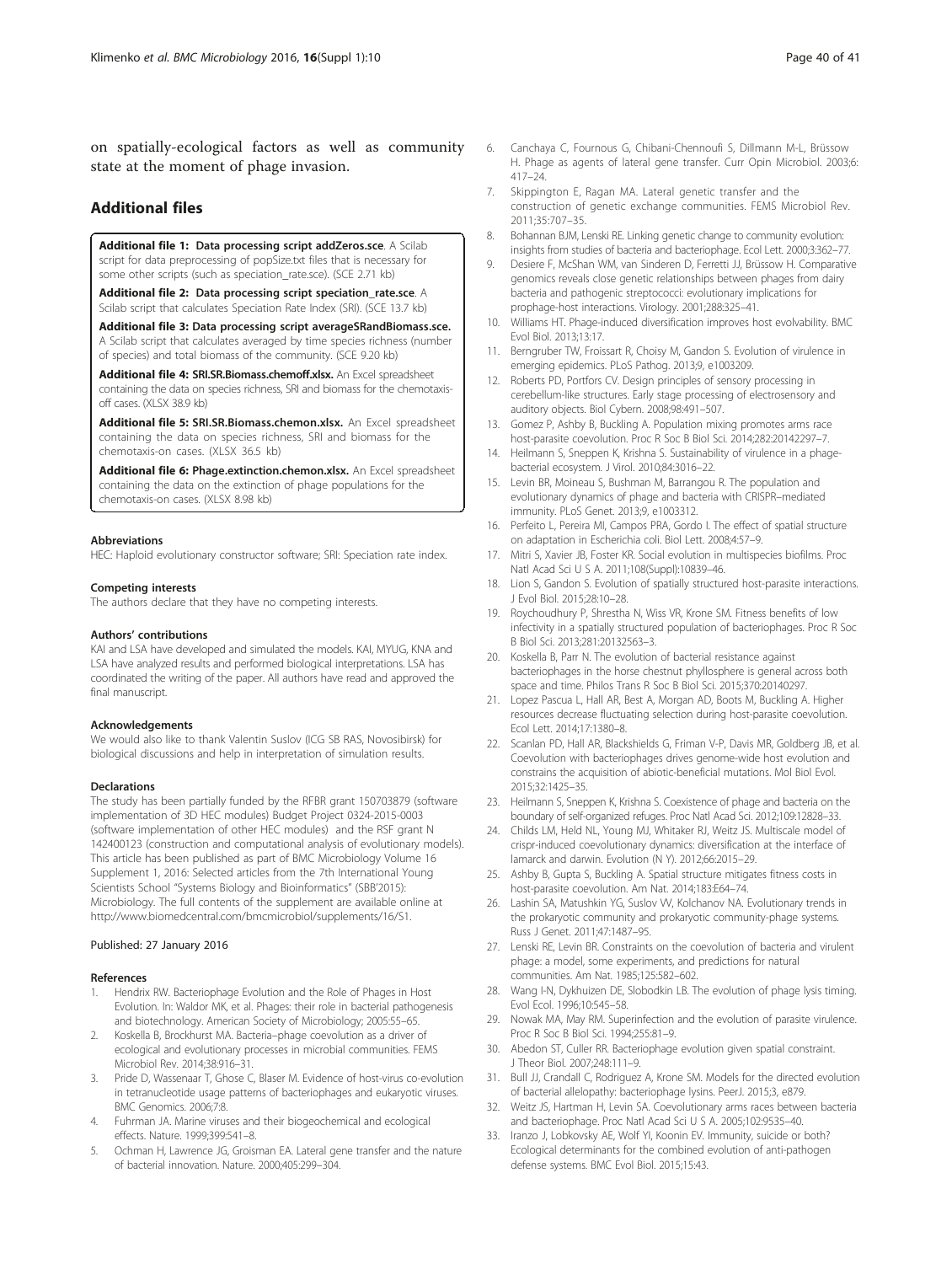on spatially-ecological factors as well as community state at the moment of phage invasion.

## Additional files

**Additional file 1: Data processing script addZeros.sce**. A Scilab script for data preprocessing of popSize.txt files that is necessary for some other scripts (such as speciation_rate.sce). (SCE 2.71 kb)

**Additional file 2: Data processing script speciation_rate.sce**. A Scilab script that calculates Speciation Rate Index (SRI). (SCE 13.7 kb)

**Additional file 3: Data processing script averageSRandBiomass.sce.** A Scilab script that calculates averaged by time species richness (number of species) and total biomass of the community. (SCE 9.20 kb)

**Additional file 4: SRI.SR.Biomass.chemoff.xlsx.** An Excel spreadsheet containing the data on species richness, SRI and biomass for the chemotaxis-off cases. (XLSX 38.9 kb)

**Additional file 5: SRI.SR.Biomass.chemon.xlsx.** An Excel spreadsheet containing the data on species richness, SRI and biomass for the chemotaxis-on cases. (XLSX 36.5 kb)

**Additional file 6: Phage.extinction.chemon.xlsx.** An Excel spreadsheet containing the data on the extinction of phage populations for the chemotaxis-on cases. (XLSX 8.98 kb)

#### Abbreviations

HEC: Haploid evolutionary constructor software; SRI: Speciation rate index.

#### Competing interests

The authors declare that they have no competing interests.

#### Authors' contributions

KAI and LSA have developed and simulated the models. KAI, MYUG, KNA and LSA have analyzed results and performed biological interpretations. LSA has coordinated the writing of the paper. All authors have read and approved the final manuscript.

#### Acknowledgements

We would also like to thank Valentin Suslov (ICG SB RAS, Novosibirsk) for biological discussions and help in interpretation of simulation results.

#### Declarations

The study has been partially funded by the RFBR grant 150703879 (software implementation of 3D HEC modules) Budget Project 0324-2015-0003 (software implementation of other HEC modules) and the RSF grant N 142400123 (construction and computational analysis of evolutionary models). This article has been published as part of BMC Microbiology Volume 16 Supplement 1, 2016: Selected articles from the 7th International Young Scientists School "Systems Biology and Bioinformatics" (SBB'2015): Microbiology. The full contents of the supplement are available online at http://www.biomedcentral.com/bmcmicrobiol/supplements/16/S1.

Published: 27 January 2016

#### References

1. Hendrix RW. Bacteriophage Evolution and the Role of Phages in Host Evolution. In: Waldor MK, et al. Phages: their role in bacterial pathogenesis and biotechnology. American Society of Microbiology; 2005:55–65.
2. Koskella B, Brockhurst MA. Bacteria–phage coevolution as a driver of ecological and evolutionary processes in microbial communities. FEMS Microbiol Rev. 2014;38:916–31.
3. Pride D, Wassenaar T, Ghose C, Blaser M. Evidence of host-virus co-evolution in tetranucleotide usage patterns of bacteriophages and eukaryotic viruses. BMC Genomics. 2006;7:8.
4. Fuhrman JA. Marine viruses and their biogeochemical and ecological effects. Nature. 1999;399:541–8.
5. Ochman H, Lawrence JG, Groisman EA. Lateral gene transfer and the nature of bacterial innovation. Nature. 2000;405:299–304.
6. Canchaya C, Fournous G, Chibani-Chennoufi S, Dillmann M-L, Brüssow H. Phage as agents of lateral gene transfer. Curr Opin Microbiol. 2003;6: 417–24.
7. Skippington E, Ragan MA. Lateral genetic transfer and the construction of genetic exchange communities. FEMS Microbiol Rev. 2011;35:707–35.
8. Bohannan BJM, Lenski RE. Linking genetic change to community evolution: insights from studies of bacteria and bacteriophage. Ecol Lett. 2000;3:362–77.
9. Desiere F, McShan WM, van Sinderen D, Ferretti JJ, Brüssow H. Comparative genomics reveals close genetic relationships between phages from dairy bacteria and pathogenic streptococci: evolutionary implications for prophage-host interactions. Virology. 2001;288:325–41.
10. Williams HT. Phage-induced diversification improves host evolvability. BMC Evol Biol. 2013;13:17.
11. Berngruber TW, Froissart R, Choisy M, Gandon S. Evolution of virulence in emerging epidemics. PLoS Pathog. 2013;9, e1003209.
12. Roberts PD, Portfors CV. Design principles of sensory processing in cerebellum-like structures. Early stage processing of electrosensory and auditory objects. Biol Cybern. 2008;98:491–507.
13. Gomez P, Ashby B, Buckling A. Population mixing promotes arms race host-parasite coevolution. Proc R Soc B Biol Sci. 2014;282:20142297–7.
14. Heilmann S, Sneppen K, Krishna S. Sustainability of virulence in a phage-bacterial ecosystem. J Virol. 2010;84:3016–22.
15. Levin BR, Moineau S, Bushman M, Barrangou R. The population and evolutionary dynamics of phage and bacteria with CRISPR–mediated immunity. PLoS Genet. 2013;9, e1003312.
16. Perfeito L, Pereira MI, Campos PRA, Gordo I. The effect of spatial structure on adaptation in Escherichia coli. Biol Lett. 2008;4:57–9.
17. Mitri S, Xavier JB, Foster KR. Social evolution in multispecies biofilms. Proc Natl Acad Sci U S A. 2011;108(Suppl):10839–46.
18. Lion S, Gandon S. Evolution of spatially structured host-parasite interactions. J Evol Biol. 2015;28:10–28.
19. Roychoudhury P, Shrestha N, Wiss VR, Krone SM. Fitness benefits of low infectivity in a spatially structured population of bacteriophages. Proc R Soc B Biol Sci. 2013;281:20132563–3.
20. Koskella B, Parr N. The evolution of bacterial resistance against bacteriophages in the horse chestnut phyllosphere is general across both space and time. Philos Trans R Soc B Biol Sci. 2015;370:20140297.
21. Lopez Pascua L, Hall AR, Best A, Morgan AD, Boots M, Buckling A. Higher resources decrease fluctuating selection during host-parasite coevolution. Ecol Lett. 2014;17:1380–8.
22. Scanlan PD, Hall AR, Blackshields G, Friman V-P, Davis MR, Goldberg JB, et al. Coevolution with bacteriophages drives genome-wide host evolution and constrains the acquisition of abiotic-beneficial mutations. Mol Biol Evol. 2015;32:1425–35.
23. Heilmann S, Sneppen K, Krishna S. Coexistence of phage and bacteria on the boundary of self-organized refuges. Proc Natl Acad Sci. 2012;109:12828–33.
24. Childs LM, Held NL, Young MJ, Whitaker RJ, Weitz JS. Multiscale model of crispr-induced coevolutionary dynamics: diversification at the interface of lamarck and darwin. Evolution (N Y). 2012;66:2015–29.
25. Ashby B, Gupta S, Buckling A. Spatial structure mitigates fitness costs in host-parasite coevolution. Am Nat. 2014;183:E64–74.
26. Lashin SA, Matushkin YG, Suslov VV, Kolchanov NA. Evolutionary trends in the prokaryotic community and prokaryotic community-phage systems. Russ J Genet. 2011;47:1487–95.
27. Lenski RE, Levin BR. Constraints on the coevolution of bacteria and virulent phage: a model, some experiments, and predictions for natural communities. Am Nat. 1985;125:582–602.
28. Wang I-N, Dykhuizen DE, Slobodkin LB. The evolution of phage lysis timing. Evol Ecol. 1996;10:545–58.
29. Nowak MA, May RM. Superinfection and the evolution of parasite virulence. Proc R Soc B Biol Sci. 1994;255:81–9.
30. Abedon ST, Culler RR. Bacteriophage evolution given spatial constraint. J Theor Biol. 2007;248:111–9.
31. Bull JJ, Crandall C, Rodriguez A, Krone SM. Models for the directed evolution of bacterial allelopathy: bacteriophage lysins. PeerJ. 2015;3, e879.
32. Weitz JS, Hartman H, Levin SA. Coevolutionary arms races between bacteria and bacteriophage. Proc Natl Acad Sci U S A. 2005;102:9535–40.
33. Iranzo J, Lobkovsky AE, Wolf YI, Koonin EV. Immunity, suicide or both? Ecological determinants for the combined evolution of anti-pathogen defense systems. BMC Evol Biol. 2015;15:43.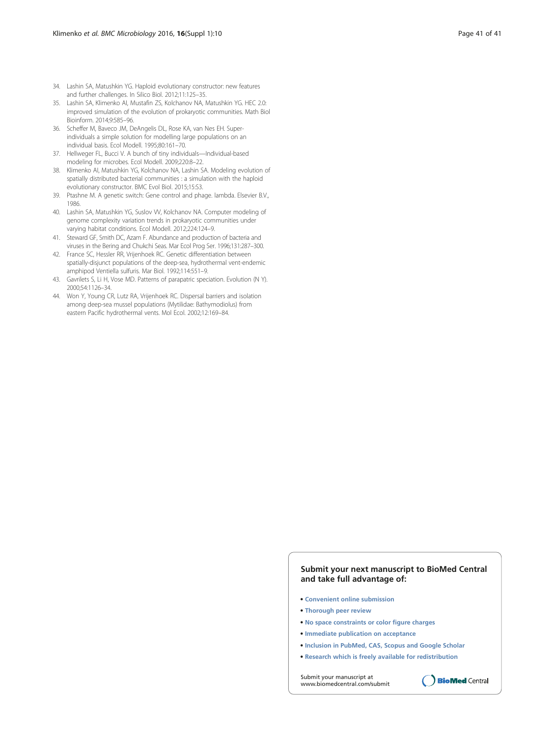34. Lashin SA, Matushkin YG. Haploid evolutionary constructor: new features and further challenges. In Silico Biol. 2012;11:125–35.
35. Lashin SA, Klimenko AI, Mustafin ZS, Kolchanov NA, Matushkin YG. HEC 2.0: improved simulation of the evolution of prokaryotic communities. Math Biol Bioinform. 2014;9:585–96.
36. Scheffer M, Baveco JM, DeAngelis DL, Rose KA, van Nes EH. Super-individuals a simple solution for modelling large populations on an individual basis. Ecol Modell. 1995;80:161–70.
37. Hellweger FL, Bucci V. A bunch of tiny individuals—Individual-based modeling for microbes. Ecol Modell. 2009;220:8–22.
38. Klimenko AI, Matushkin YG, Kolchanov NA, Lashin SA. Modeling evolution of spatially distributed bacterial communities : a simulation with the haploid evolutionary constructor. BMC Evol Biol. 2015;15:S3.
39. Ptashne M. A genetic switch: Gene control and phage. lambda. Elsevier B.V., 1986.
40. Lashin SA, Matushkin YG, Suslov VV, Kolchanov NA. Computer modeling of genome complexity variation trends in prokaryotic communities under varying habitat conditions. Ecol Modell. 2012;224:124–9.
41. Steward GF, Smith DC, Azam F. Abundance and production of bacteria and viruses in the Bering and Chukchi Seas. Mar Ecol Prog Ser. 1996;131:287–300.
42. France SC, Hessler RR, Vrijenhoek RC. Genetic differentiation between spatially-disjunct populations of the deep-sea, hydrothermal vent-endemic amphipod Ventiella sulfuris. Mar Biol. 1992;114:551–9.
43. Gavrilets S, Li H, Vose MD. Patterns of parapatric speciation. Evolution (N Y). 2000;54:1126–34.
44. Won Y, Young CR, Lutz RA, Vrijenhoek RC. Dispersal barriers and isolation among deep-sea mussel populations (Mytilidae: Bathymodiolus) from eastern Pacific hydrothermal vents. Mol Ecol. 2002;12:169–84.

**Submit your next manuscript to BioMed Central and take full advantage of:**

- **Convenient online submission**
- **Thorough peer review**
- **No space constraints or color figure charges**
- **Immediate publication on acceptance**
- **Inclusion in PubMed, CAS, Scopus and Google Scholar**
- **Research which is freely available for redistribution**

Submit your manuscript at
www.biomedcentral.com/submit

BioMed Central